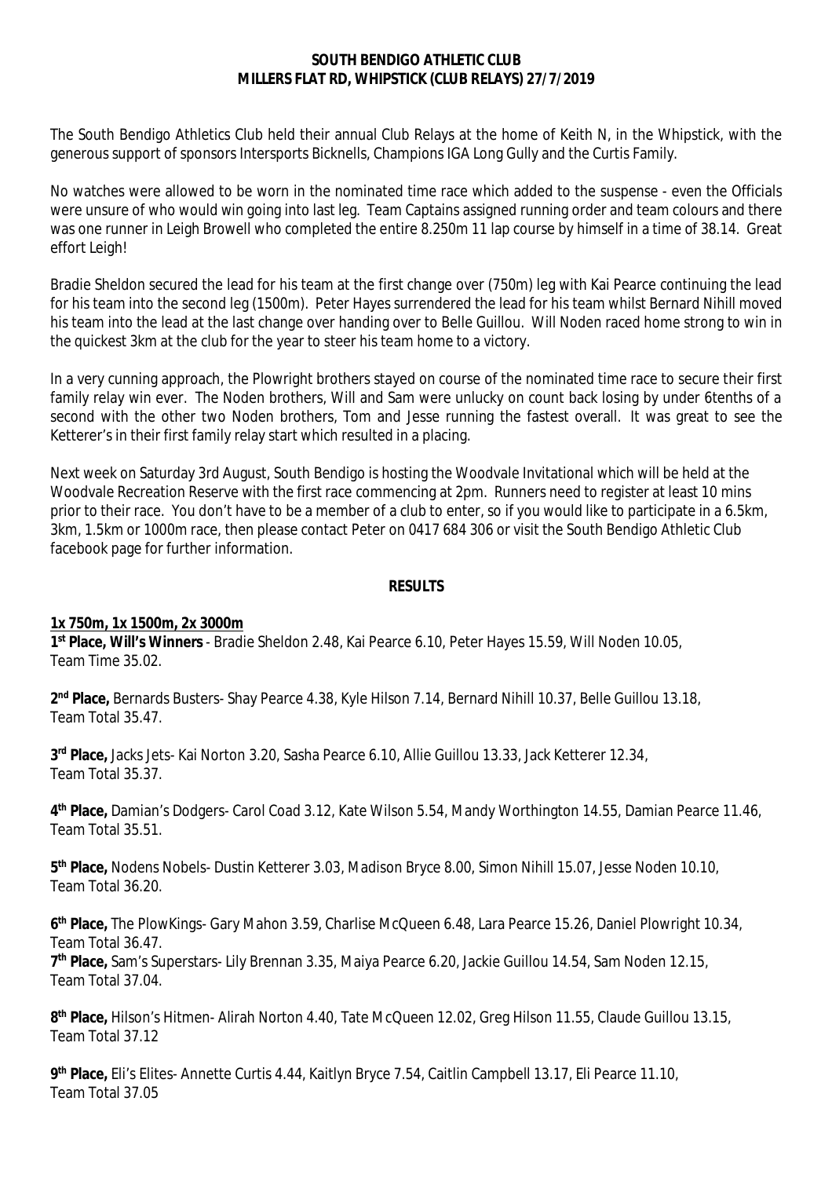**SOUTH BENDIGO ATHLETIC CLUB**
**MILLERS FLAT RD, WHIPSTICK (CLUB RELAYS) 27/7/2019**

The South Bendigo Athletics Club held their annual Club Relays at the home of Keith N, in the Whipstick, with the generous support of sponsors Intersports Bicknells, Champions IGA Long Gully and the Curtis Family.

No watches were allowed to be worn in the nominated time race which added to the suspense - even the Officials were unsure of who would win going into last leg. Team Captains assigned running order and team colours and there was one runner in Leigh Browell who completed the entire 8.250m 11 lap course by himself in a time of 38.14. Great effort Leigh!

Bradie Sheldon secured the lead for his team at the first change over (750m) leg with Kai Pearce continuing the lead for his team into the second leg (1500m). Peter Hayes surrendered the lead for his team whilst Bernard Nihill moved his team into the lead at the last change over handing over to Belle Guillou. Will Noden raced home strong to win in the quickest 3km at the club for the year to steer his team home to a victory.

In a very cunning approach, the Plowright brothers stayed on course of the nominated time race to secure their first family relay win ever. The Noden brothers, Will and Sam were unlucky on count back losing by under 6tenths of a second with the other two Noden brothers, Tom and Jesse running the fastest overall. It was great to see the Ketterer's in their first family relay start which resulted in a placing.

Next week on Saturday 3rd August, South Bendigo is hosting the Woodvale Invitational which will be held at the Woodvale Recreation Reserve with the first race commencing at 2pm. Runners need to register at least 10 mins prior to their race. You don't have to be a member of a club to enter, so if you would like to participate in a 6.5km, 3km, 1.5km or 1000m race, then please contact Peter on 0417 684 306 or visit the South Bendigo Athletic Club facebook page for further information.

**RESULTS**

**1x 750m, 1x 1500m, 2x 3000m**

**1st Place, Will's Winners** - Bradie Sheldon 2.48, Kai Pearce 6.10, Peter Hayes 15.59, Will Noden 10.05, Team Time 35.02.

**2nd Place,** Bernards Busters- Shay Pearce 4.38, Kyle Hilson 7.14, Bernard Nihill 10.37, Belle Guillou 13.18, Team Total 35.47.

**3rd Place,** Jacks Jets- Kai Norton 3.20, Sasha Pearce 6.10, Allie Guillou 13.33, Jack Ketterer 12.34, Team Total 35.37.

**4th Place,** Damian's Dodgers- Carol Coad 3.12, Kate Wilson 5.54, Mandy Worthington 14.55, Damian Pearce 11.46, Team Total 35.51.

**5th Place,** Nodens Nobels- Dustin Ketterer 3.03, Madison Bryce 8.00, Simon Nihill 15.07, Jesse Noden 10.10, Team Total 36.20.

**6th Place,** The PlowKings- Gary Mahon 3.59, Charlise McQueen 6.48, Lara Pearce 15.26, Daniel Plowright 10.34, Team Total 36.47.

**7th Place,** Sam's Superstars- Lily Brennan 3.35, Maiya Pearce 6.20, Jackie Guillou 14.54, Sam Noden 12.15, Team Total 37.04.

**8th Place,** Hilson's Hitmen- Alirah Norton 4.40, Tate McQueen 12.02, Greg Hilson 11.55, Claude Guillou 13.15, Team Total 37.12

**9th Place,** Eli's Elites- Annette Curtis 4.44, Kaitlyn Bryce 7.54, Caitlin Campbell 13.17, Eli Pearce 11.10, Team Total 37.05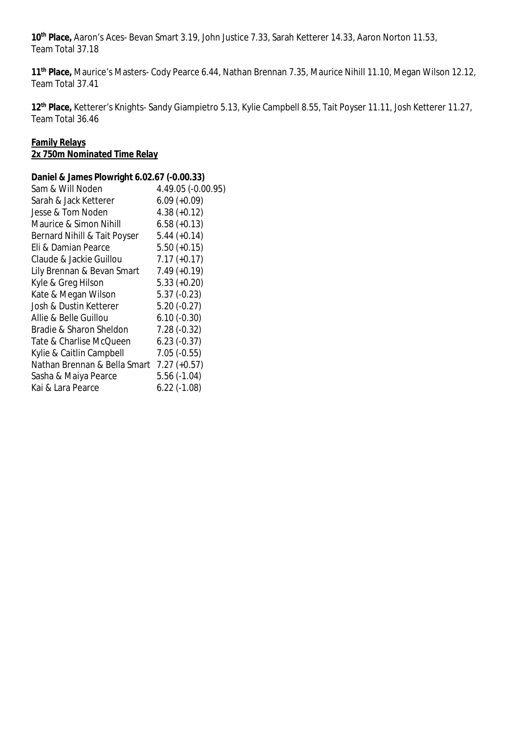**10th Place,** Aaron's Aces- Bevan Smart 3.19, John Justice 7.33, Sarah Ketterer 14.33, Aaron Norton 11.53, Team Total 37.18

**11th Place,** Maurice's Masters- Cody Pearce 6.44, Nathan Brennan 7.35, Maurice Nihill 11.10, Megan Wilson 12.12, Team Total 37.41

**12th Place,** Ketterer's Knights- Sandy Giampietro 5.13, Kylie Campbell 8.55, Tait Poyser 11.11, Josh Ketterer 11.27, Team Total 36.46

**Family Relays**
**2x 750m Nominated Time Relay**

| **Daniel & James Plowright 6.02.67 (-0.00.33)** | |
|---|---|
| Sam & Will Noden | 4.49.05 (-0.00.95) |
| Sarah & Jack Ketterer | 6.09 (+0.09) |
| Jesse & Tom Noden | 4.38 (+0.12) |
| Maurice & Simon Nihill | 6.58 (+0.13) |
| Bernard Nihill & Tait Poyser | 5.44 (+0.14) |
| Eli & Damian Pearce | 5.50 (+0.15) |
| Claude & Jackie Guillou | 7.17 (+0.17) |
| Lily Brennan & Bevan Smart | 7.49 (+0.19) |
| Kyle & Greg Hilson | 5.33 (+0.20) |
| Kate & Megan Wilson | 5.37 (-0.23) |
| Josh & Dustin Ketterer | 5.20 (-0.27) |
| Allie & Belle Guillou | 6.10 (-0.30) |
| Bradie & Sharon Sheldon | 7.28 (-0.32) |
| Tate & Charlise McQueen | 6.23 (-0.37) |
| Kylie & Caitlin Campbell | 7.05 (-0.55) |
| Nathan Brennan & Bella Smart | 7.27 (+0.57) |
| Sasha & Maiya Pearce | 5.56 (-1.04) |
| Kai & Lara Pearce | 6.22 (-1.08) |